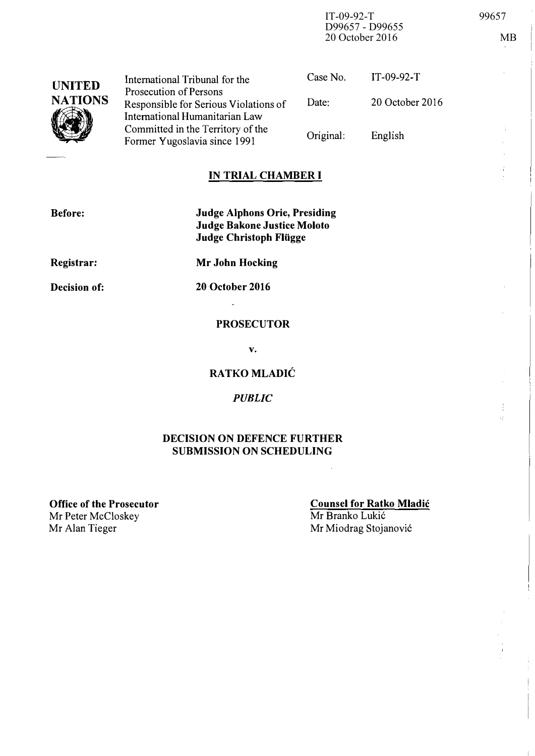IT-09-92-T
D99657 - D99655
20 October 2016

99657

MB

**UNITED NATIONS**

| International Tribunal for the Prosecution of Persons Responsible for Serious Violations of International Humanitarian Law Committed in the Territory of the Former Yugoslavia since 1991 | Case No. | IT-09-92-T |
| --- | --- | --- |
| | Date: | 20 October 2016 |
| | Original: | English |

## IN TRIAL CHAMBER I

**Before:** **Judge Alphons Orie, Presiding**
**Judge Bakone Justice Moloto**
**Judge Christoph Flügge**

**Registrar:** **Mr John Hocking**

**Decision of:** **20 October 2016**

**PROSECUTOR**

**v.**

**RATKO MLADIĆ**

*PUBLIC*

**DECISION ON DEFENCE FURTHER SUBMISSION ON SCHEDULING**

**Office of the Prosecutor**
Mr Peter McCloskey
Mr Alan Tieger

**Counsel for Ratko Mladić**
Mr Branko Lukić
Mr Miodrag Stojanović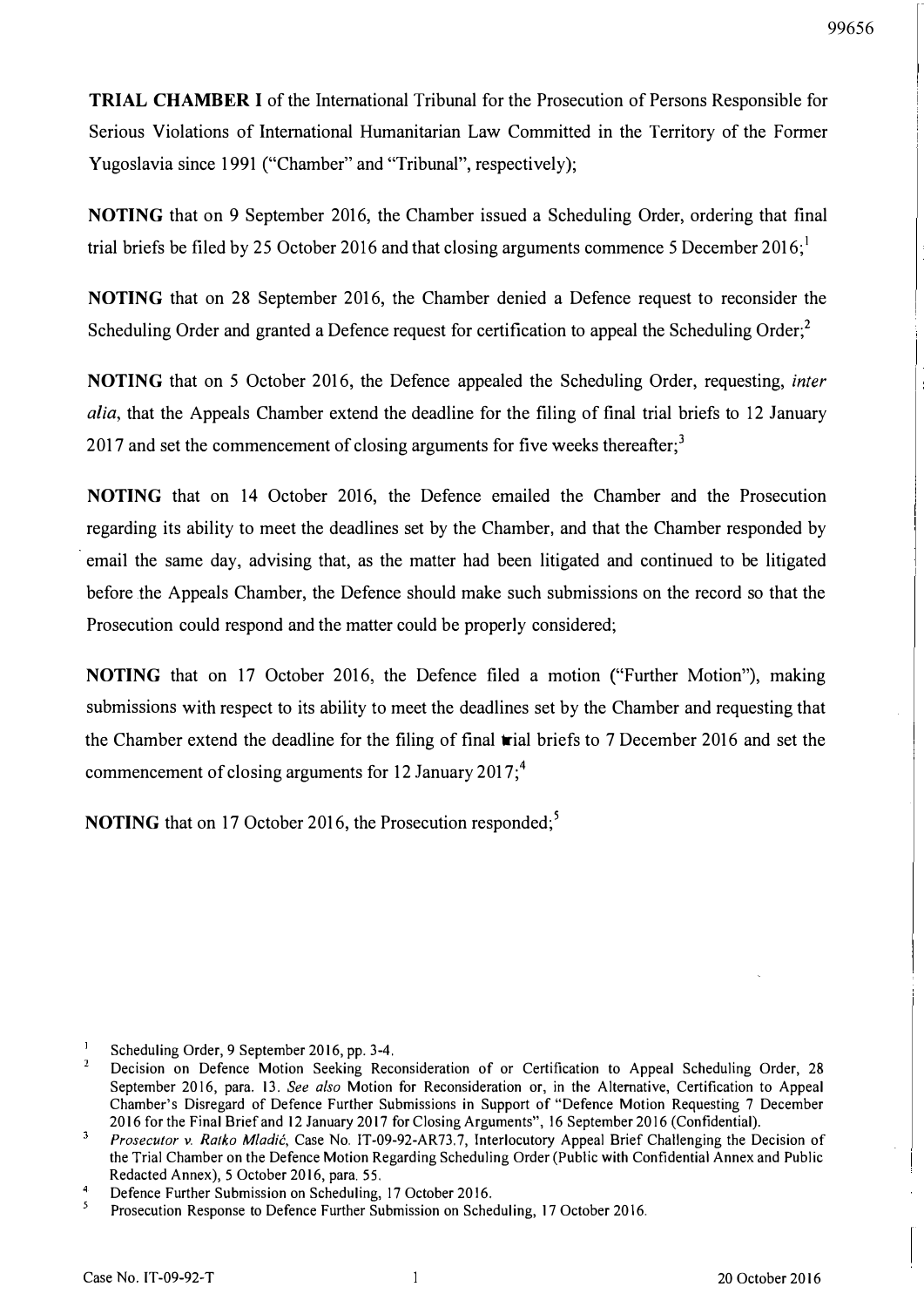**TRIAL CHAMBER I** of the International Tribunal for the Prosecution of Persons Responsible for Serious Violations of International Humanitarian Law Committed in the Territory of the Former Yugoslavia since 1991 ("Chamber" and "Tribunal", respectively);

**NOTING** that on 9 September 2016, the Chamber issued a Scheduling Order, ordering that final trial briefs be filed by 25 October 2016 and that closing arguments commence 5 December 2016;[1]

**NOTING** that on 28 September 2016, the Chamber denied a Defence request to reconsider the Scheduling Order and granted a Defence request for certification to appeal the Scheduling Order;[2]

**NOTING** that on 5 October 2016, the Defence appealed the Scheduling Order, requesting, *inter alia*, that the Appeals Chamber extend the deadline for the filing of final trial briefs to 12 January 2017 and set the commencement of closing arguments for five weeks thereafter;[3]

**NOTING** that on 14 October 2016, the Defence emailed the Chamber and the Prosecution regarding its ability to meet the deadlines set by the Chamber, and that the Chamber responded by email the same day, advising that, as the matter had been litigated and continued to be litigated before the Appeals Chamber, the Defence should make such submissions on the record so that the Prosecution could respond and the matter could be properly considered;

**NOTING** that on 17 October 2016, the Defence filed a motion ("Further Motion"), making submissions with respect to its ability to meet the deadlines set by the Chamber and requesting that the Chamber extend the deadline for the filing of final trial briefs to 7 December 2016 and set the commencement of closing arguments for 12 January 2017;[4]

**NOTING** that on 17 October 2016, the Prosecution responded;[5]

---

1 Scheduling Order, 9 September 2016, pp. 3-4.

2 Decision on Defence Motion Seeking Reconsideration of or Certification to Appeal Scheduling Order, 28 September 2016, para. 13. *See also* Motion for Reconsideration or, in the Alternative, Certification to Appeal Chamber's Disregard of Defence Further Submissions in Support of "Defence Motion Requesting 7 December 2016 for the Final Brief and 12 January 2017 for Closing Arguments", 16 September 2016 (Confidential).

3 *Prosecutor v. Ratko Mladić*, Case No. IT-09-92-AR73.7, Interlocutory Appeal Brief Challenging the Decision of the Trial Chamber on the Defence Motion Regarding Scheduling Order (Public with Confidential Annex and Public Redacted Annex), 5 October 2016, para. 55.

4 Defence Further Submission on Scheduling, 17 October 2016.

5 Prosecution Response to Defence Further Submission on Scheduling, 17 October 2016.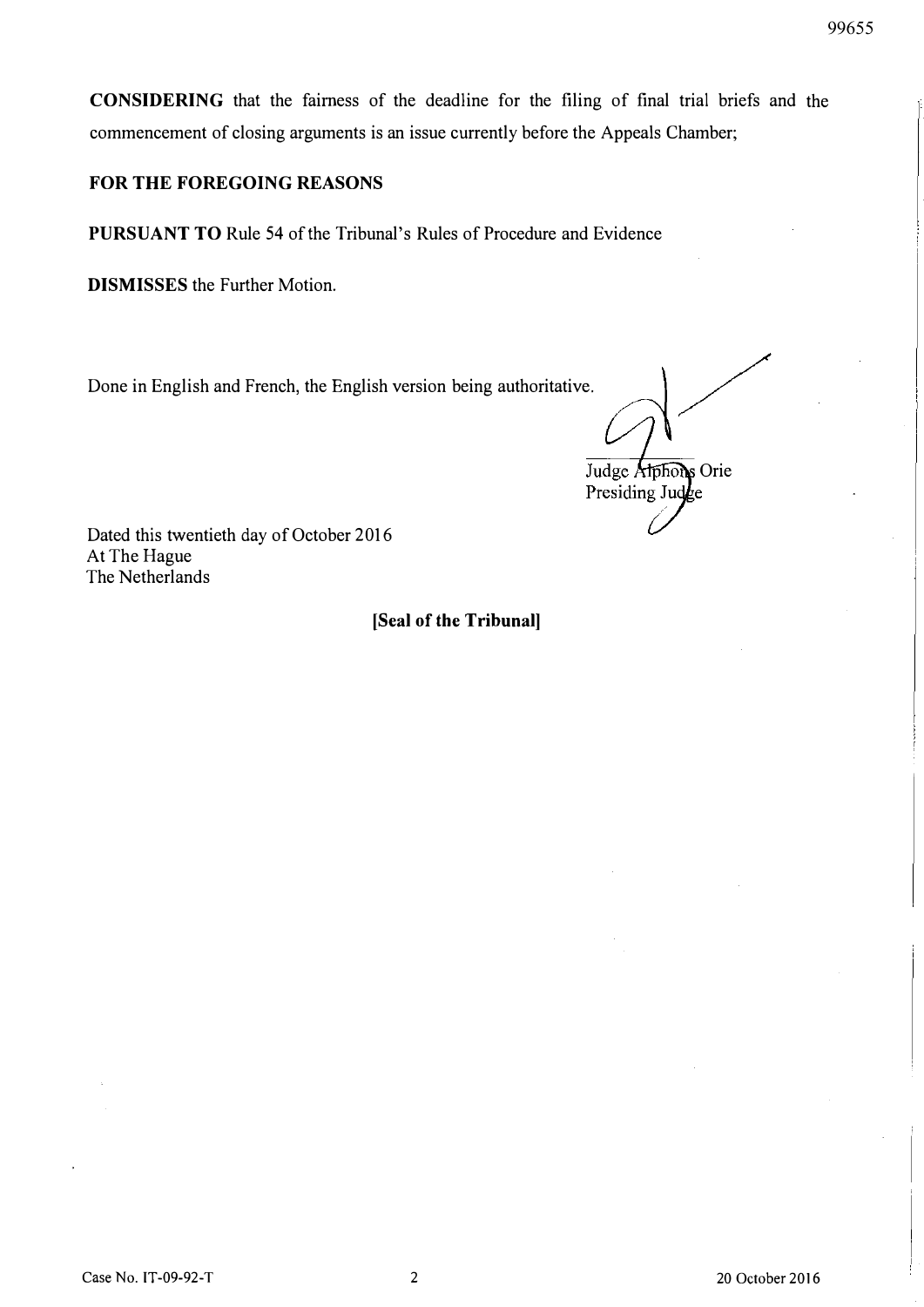**CONSIDERING** that the fairness of the deadline for the filing of final trial briefs and the commencement of closing arguments is an issue currently before the Appeals Chamber;

**FOR THE FOREGOING REASONS**

**PURSUANT TO** Rule 54 of the Tribunal's Rules of Procedure and Evidence

**DISMISSES** the Further Motion.

Done in English and French, the English version being authoritative.

Judge Alphons Orie
Presiding Judge

Dated this twentieth day of October 2016
At The Hague
The Netherlands

**[Seal of the Tribunal]**